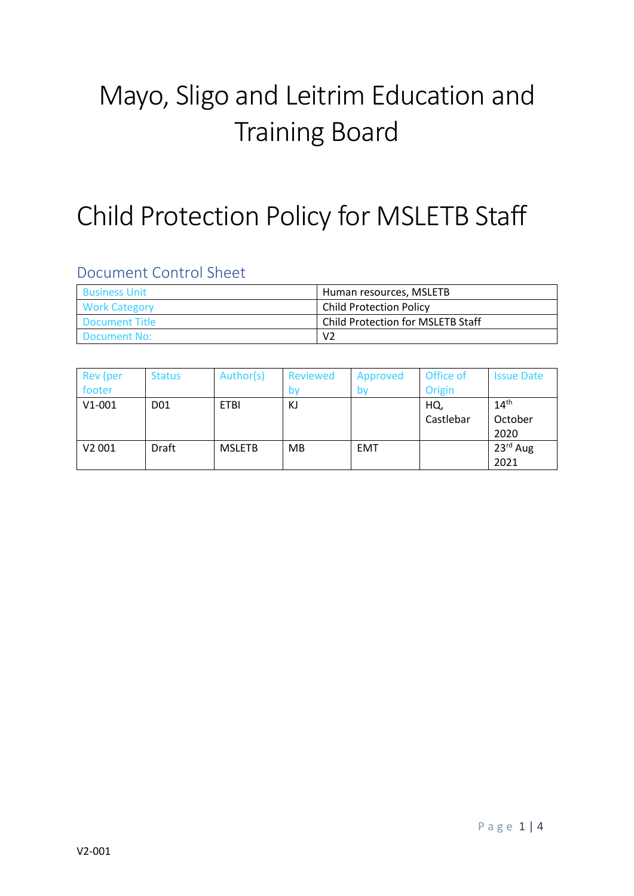# Mayo, Sligo and Leitrim Education and Training Board

# Child Protection Policy for MSLETB Staff

## Document Control Sheet

| Business Unit | Human resources, MSLETB |
|---|---|
| Work Category | Child Protection Policy |
| Document Title | Child Protection for MSLETB Staff |
| Document No: | V2 |

| Rev (per footer | Status | Author(s) | Reviewed by | Approved by | Office of Origin | Issue Date |
|---|---|---|---|---|---|---|
| V1-001 | D01 | ETBI | KJ | | HQ, Castlebar | 14th October 2020 |
| V2 001 | Draft | MSLETB | MB | EMT | | 23rd Aug 2021 |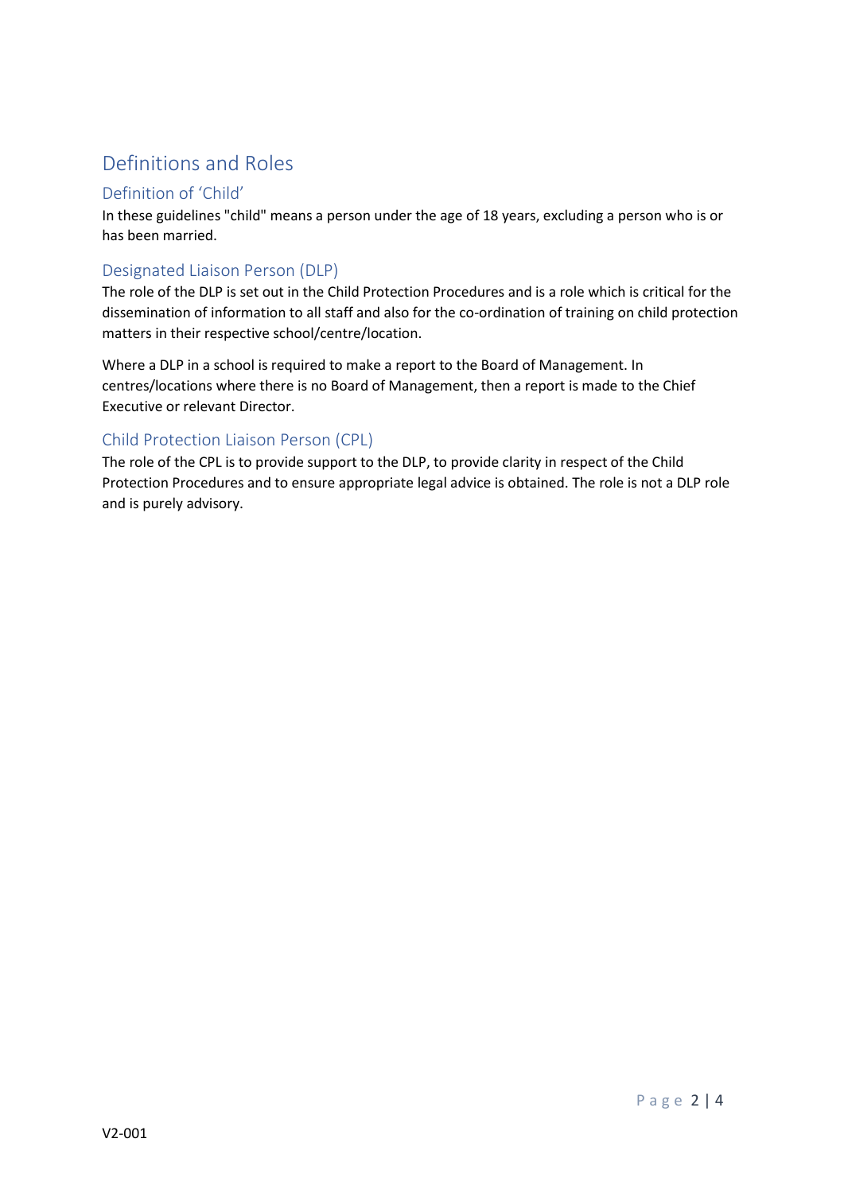# Definitions and Roles

## Definition of 'Child'

In these guidelines "child" means a person under the age of 18 years, excluding a person who is or has been married.

## Designated Liaison Person (DLP)

The role of the DLP is set out in the Child Protection Procedures and is a role which is critical for the dissemination of information to all staff and also for the co-ordination of training on child protection matters in their respective school/centre/location.

Where a DLP in a school is required to make a report to the Board of Management. In centres/locations where there is no Board of Management, then a report is made to the Chief Executive or relevant Director.

## Child Protection Liaison Person (CPL)

The role of the CPL is to provide support to the DLP, to provide clarity in respect of the Child Protection Procedures and to ensure appropriate legal advice is obtained. The role is not a DLP role and is purely advisory.

V2-001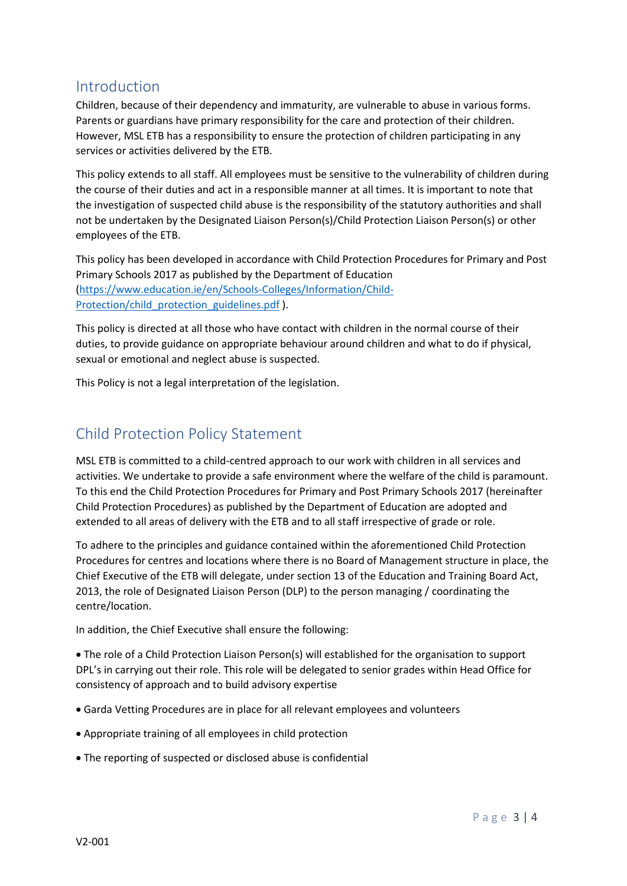## Introduction

Children, because of their dependency and immaturity, are vulnerable to abuse in various forms. Parents or guardians have primary responsibility for the care and protection of their children. However, MSL ETB has a responsibility to ensure the protection of children participating in any services or activities delivered by the ETB.

This policy extends to all staff. All employees must be sensitive to the vulnerability of children during the course of their duties and act in a responsible manner at all times. It is important to note that the investigation of suspected child abuse is the responsibility of the statutory authorities and shall not be undertaken by the Designated Liaison Person(s)/Child Protection Liaison Person(s) or other employees of the ETB.

This policy has been developed in accordance with Child Protection Procedures for Primary and Post Primary Schools 2017 as published by the Department of Education ([https://www.education.ie/en/Schools-Colleges/Information/Child-Protection/child_protection_guidelines.pdf](https://www.education.ie/en/Schools-Colleges/Information/Child-Protection/child_protection_guidelines.pdf) ).

This policy is directed at all those who have contact with children in the normal course of their duties, to provide guidance on appropriate behaviour around children and what to do if physical, sexual or emotional and neglect abuse is suspected.

This Policy is not a legal interpretation of the legislation.

## Child Protection Policy Statement

MSL ETB is committed to a child-centred approach to our work with children in all services and activities. We undertake to provide a safe environment where the welfare of the child is paramount. To this end the Child Protection Procedures for Primary and Post Primary Schools 2017 (hereinafter Child Protection Procedures) as published by the Department of Education are adopted and extended to all areas of delivery with the ETB and to all staff irrespective of grade or role.

To adhere to the principles and guidance contained within the aforementioned Child Protection Procedures for centres and locations where there is no Board of Management structure in place, the Chief Executive of the ETB will delegate, under section 13 of the Education and Training Board Act, 2013, the role of Designated Liaison Person (DLP) to the person managing / coordinating the centre/location.

In addition, the Chief Executive shall ensure the following:

- The role of a Child Protection Liaison Person(s) will established for the organisation to support DPL's in carrying out their role. This role will be delegated to senior grades within Head Office for consistency of approach and to build advisory expertise
- Garda Vetting Procedures are in place for all relevant employees and volunteers
- Appropriate training of all employees in child protection
- The reporting of suspected or disclosed abuse is confidential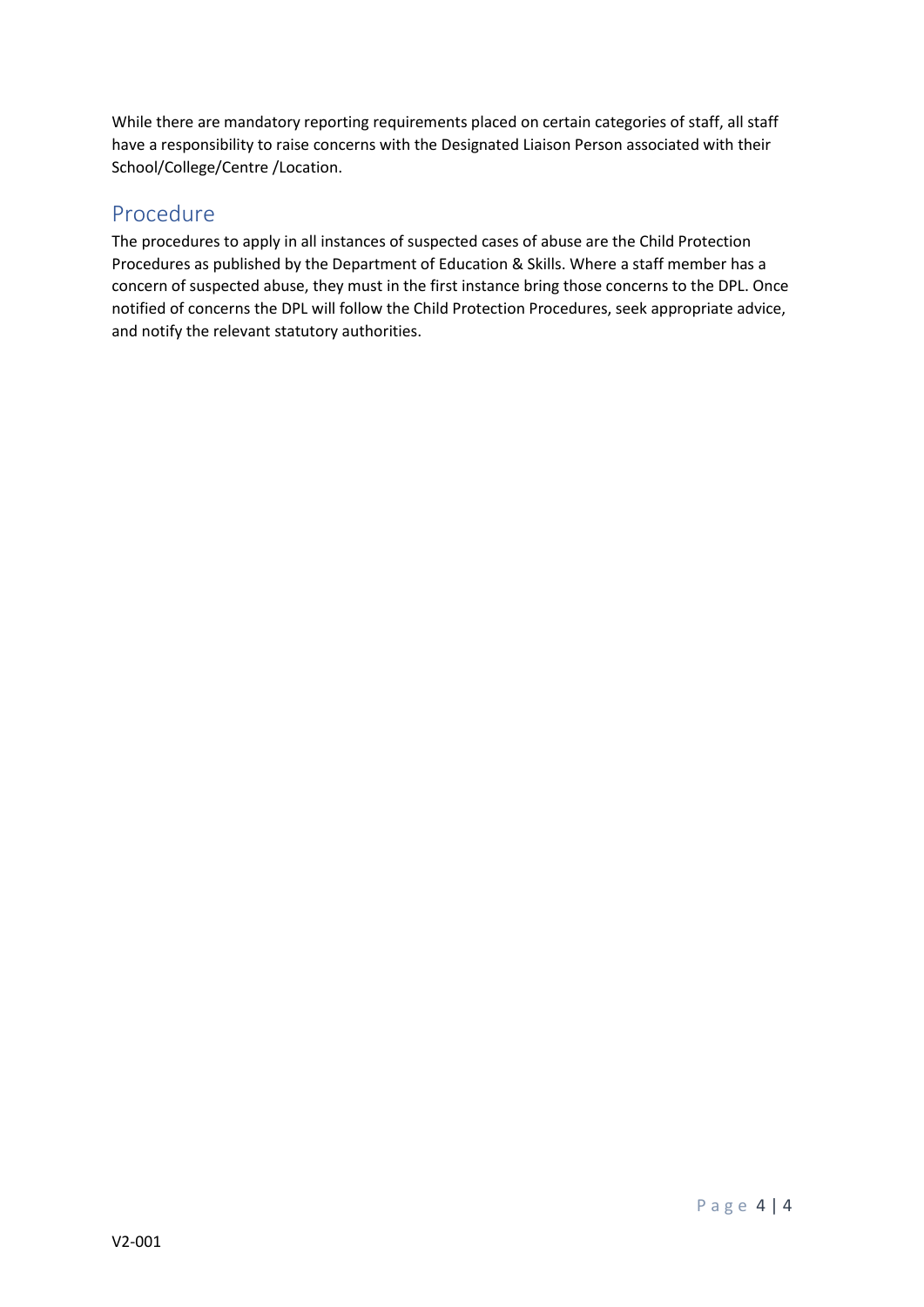While there are mandatory reporting requirements placed on certain categories of staff, all staff have a responsibility to raise concerns with the Designated Liaison Person associated with their School/College/Centre /Location.

## Procedure

The procedures to apply in all instances of suspected cases of abuse are the Child Protection Procedures as published by the Department of Education & Skills. Where a staff member has a concern of suspected abuse, they must in the first instance bring those concerns to the DPL. Once notified of concerns the DPL will follow the Child Protection Procedures, seek appropriate advice, and notify the relevant statutory authorities.